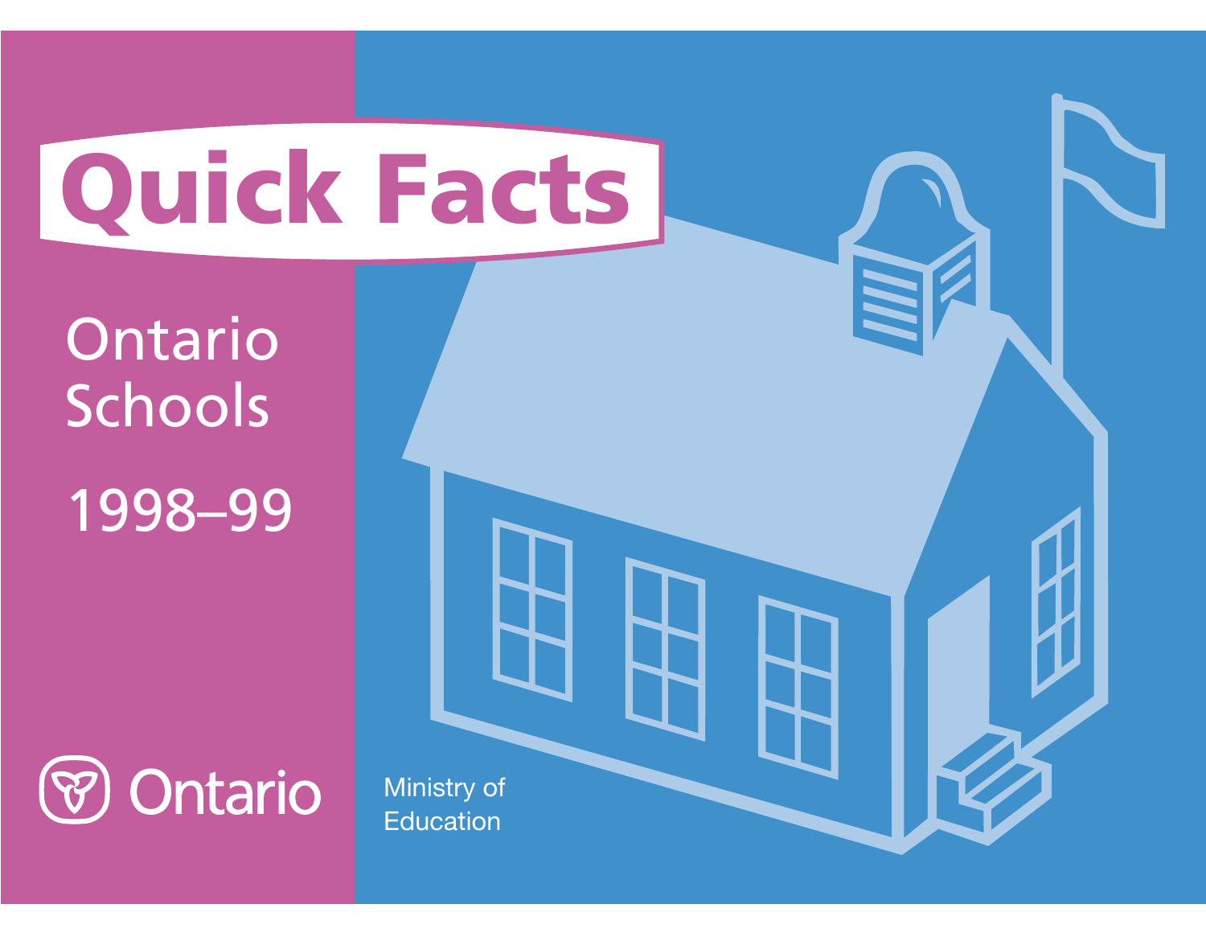# Quick Facts

## Ontario Schools

## 1998–99

Ontario

Ministry of Education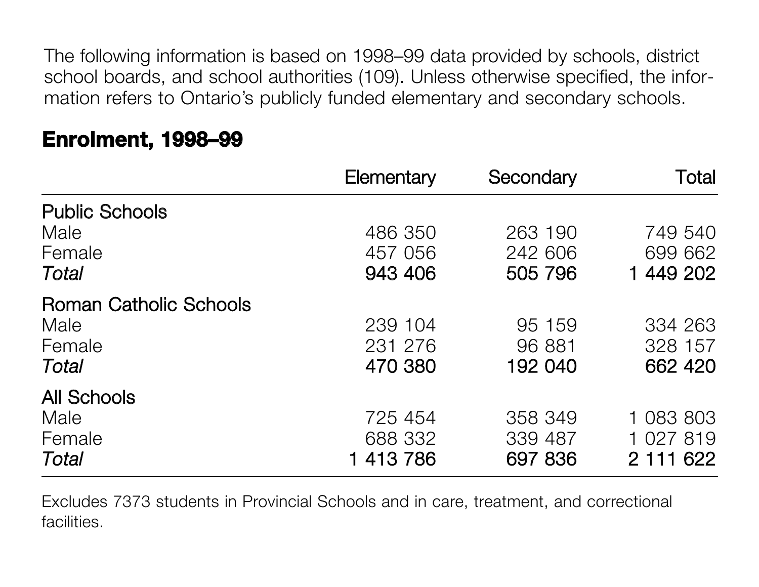The following information is based on 1998–99 data provided by schools, district school boards, and school authorities (109). Unless otherwise specified, the information refers to Ontario's publicly funded elementary and secondary schools.

## Enrolment, 1998–99

| | Elementary | Secondary | Total |
|---|---|---|---|
| **Public Schools** | | | |
| Male | 486 350 | 263 190 | 749 540 |
| Female | 457 056 | 242 606 | 699 662 |
| ***Total*** | **943 406** | **505 796** | **1 449 202** |
| **Roman Catholic Schools** | | | |
| Male | 239 104 | 95 159 | 334 263 |
| Female | 231 276 | 96 881 | 328 157 |
| ***Total*** | **470 380** | **192 040** | **662 420** |
| **All Schools** | | | |
| Male | 725 454 | 358 349 | 1 083 803 |
| Female | 688 332 | 339 487 | 1 027 819 |
| ***Total*** | **1 413 786** | **697 836** | **2 111 622** |

Excludes 7373 students in Provincial Schools and in care, treatment, and correctional facilities.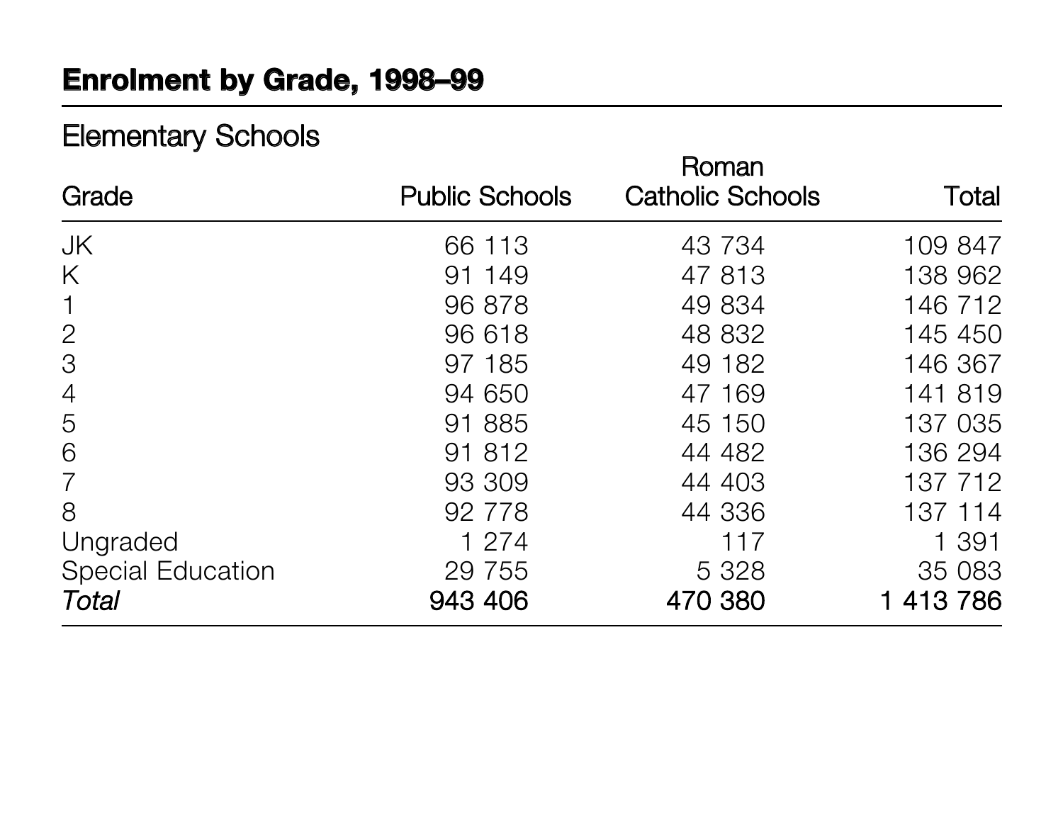## Enrolment by Grade, 1998–99

### Elementary Schools

| Grade | Public Schools | Roman Catholic Schools | Total |
|---|---|---|---|
| JK | 66 113 | 43 734 | 109 847 |
| K | 91 149 | 47 813 | 138 962 |
| 1 | 96 878 | 49 834 | 146 712 |
| 2 | 96 618 | 48 832 | 145 450 |
| 3 | 97 185 | 49 182 | 146 367 |
| 4 | 94 650 | 47 169 | 141 819 |
| 5 | 91 885 | 45 150 | 137 035 |
| 6 | 91 812 | 44 482 | 136 294 |
| 7 | 93 309 | 44 403 | 137 712 |
| 8 | 92 778 | 44 336 | 137 114 |
| Ungraded | 1 274 | 117 | 1 391 |
| Special Education | 29 755 | 5 328 | 35 083 |
| *Total* | **943 406** | **470 380** | **1 413 786** |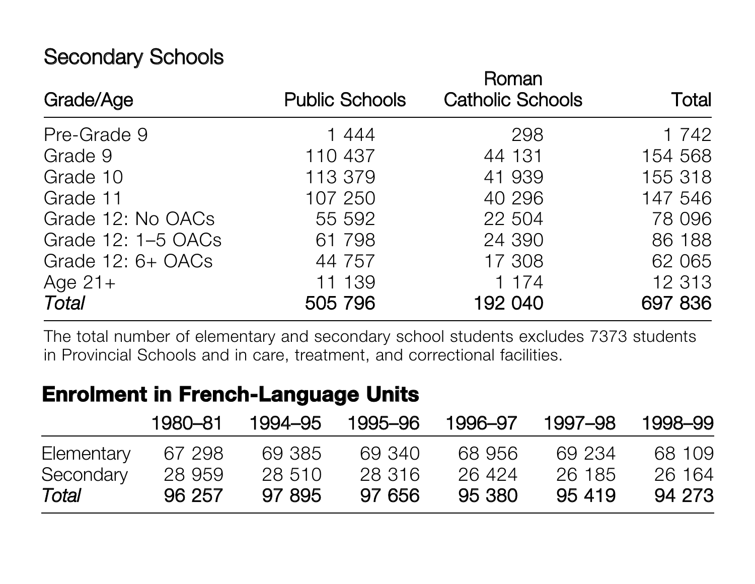### Secondary Schools

| Grade/Age | Public Schools | Roman Catholic Schools | Total |
|---|---|---|---|
| Pre-Grade 9 | 1 444 | 298 | 1 742 |
| Grade 9 | 110 437 | 44 131 | 154 568 |
| Grade 10 | 113 379 | 41 939 | 155 318 |
| Grade 11 | 107 250 | 40 296 | 147 546 |
| Grade 12: No OACs | 55 592 | 22 504 | 78 096 |
| Grade 12: 1–5 OACs | 61 798 | 24 390 | 86 188 |
| Grade 12: 6+ OACs | 44 757 | 17 308 | 62 065 |
| Age 21+ | 11 139 | 1 174 | 12 313 |
| ***Total*** | **505 796** | **192 040** | **697 836** |

The total number of elementary and secondary school students excludes 7373 students in Provincial Schools and in care, treatment, and correctional facilities.

## Enrolment in French-Language Units

| | 1980–81 | 1994–95 | 1995–96 | 1996–97 | 1997–98 | 1998–99 |
|---|---|---|---|---|---|---|
| Elementary | 67 298 | 69 385 | 69 340 | 68 956 | 69 234 | 68 109 |
| Secondary | 28 959 | 28 510 | 28 316 | 26 424 | 26 185 | 26 164 |
| ***Total*** | **96 257** | **97 895** | **97 656** | **95 380** | **95 419** | **94 273** |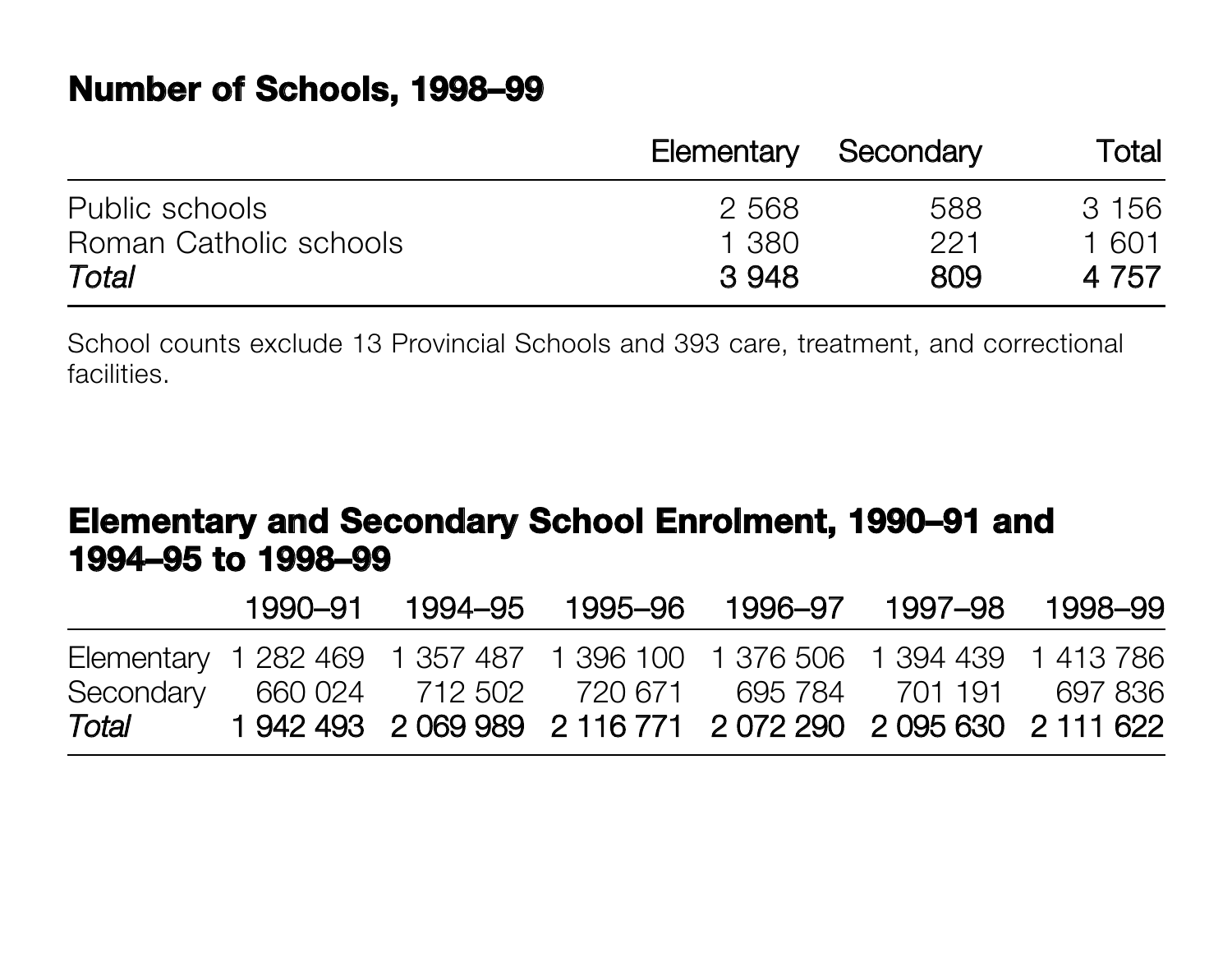## Number of Schools, 1998–99

| | Elementary | Secondary | Total |
|---|---|---|---|
| Public schools | 2 568 | 588 | 3 156 |
| Roman Catholic schools | 1 380 | 221 | 1 601 |
| *Total* | **3 948** | **809** | **4 757** |

School counts exclude 13 Provincial Schools and 393 care, treatment, and correctional facilities.

## Elementary and Secondary School Enrolment, 1990–91 and 1994–95 to 1998–99

| | 1990–91 | 1994–95 | 1995–96 | 1996–97 | 1997–98 | 1998–99 |
|---|---|---|---|---|---|---|
| Elementary | 1 282 469 | 1 357 487 | 1 396 100 | 1 376 506 | 1 394 439 | 1 413 786 |
| Secondary | 660 024 | 712 502 | 720 671 | 695 784 | 701 191 | 697 836 |
| *Total* | **1 942 493** | **2 069 989** | **2 116 771** | **2 072 290** | **2 095 630** | **2 111 622** |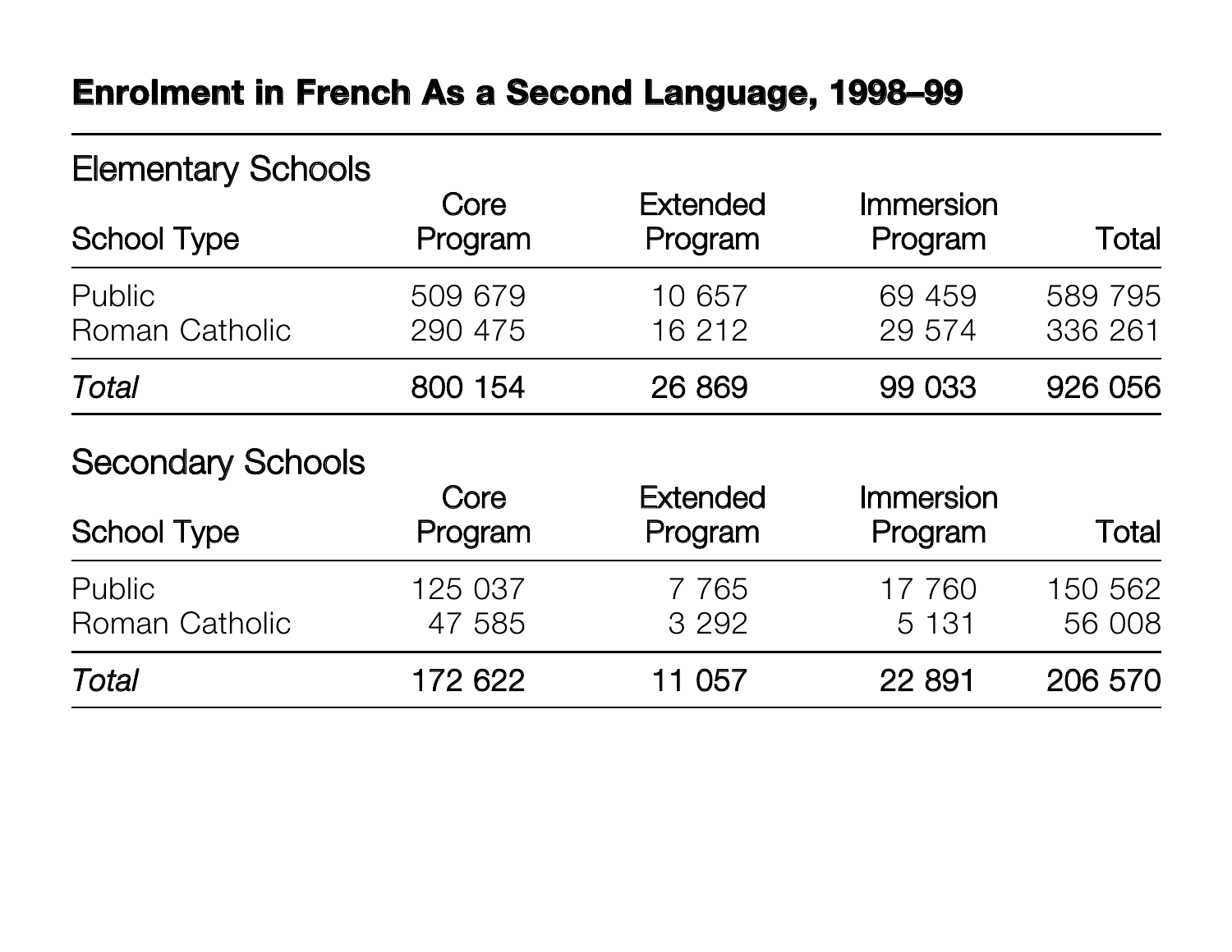## Enrolment in French As a Second Language, 1998–99

### Elementary Schools

| School Type | Core Program | Extended Program | Immersion Program | Total |
|---|---|---|---|---|
| Public | 509 679 | 10 657 | 69 459 | 589 795 |
| Roman Catholic | 290 475 | 16 212 | 29 574 | 336 261 |
| *Total* | 800 154 | 26 869 | 99 033 | 926 056 |

### Secondary Schools

| School Type | Core Program | Extended Program | Immersion Program | Total |
|---|---|---|---|---|
| Public | 125 037 | 7 765 | 17 760 | 150 562 |
| Roman Catholic | 47 585 | 3 292 | 5 131 | 56 008 |
| *Total* | 172 622 | 11 057 | 22 891 | 206 570 |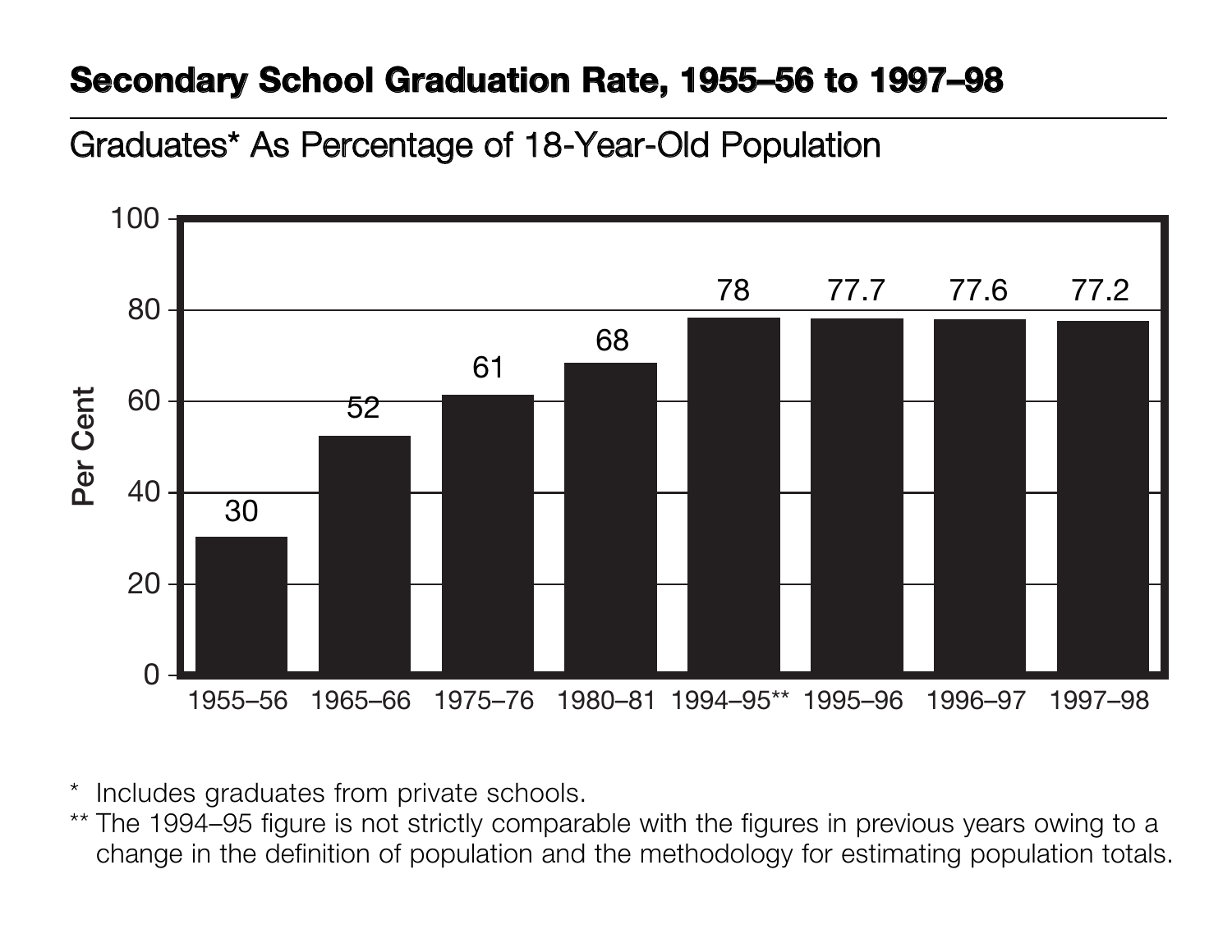## Secondary School Graduation Rate, 1955–56 to 1997–98

Graduates* As Percentage of 18-Year-Old Population

| Year | Per Cent |
|---|---|
| 1955–56 | 30 |
| 1965–66 | 52 |
| 1975–76 | 61 |
| 1980–81 | 68 |
| 1994–95** | 78 |
| 1995–96 | 77.7 |
| 1996–97 | 77.6 |
| 1997–98 | 77.2 |

\* Includes graduates from private schools.

\*\* The 1994–95 figure is not strictly comparable with the figures in previous years owing to a change in the definition of population and the methodology for estimating population totals.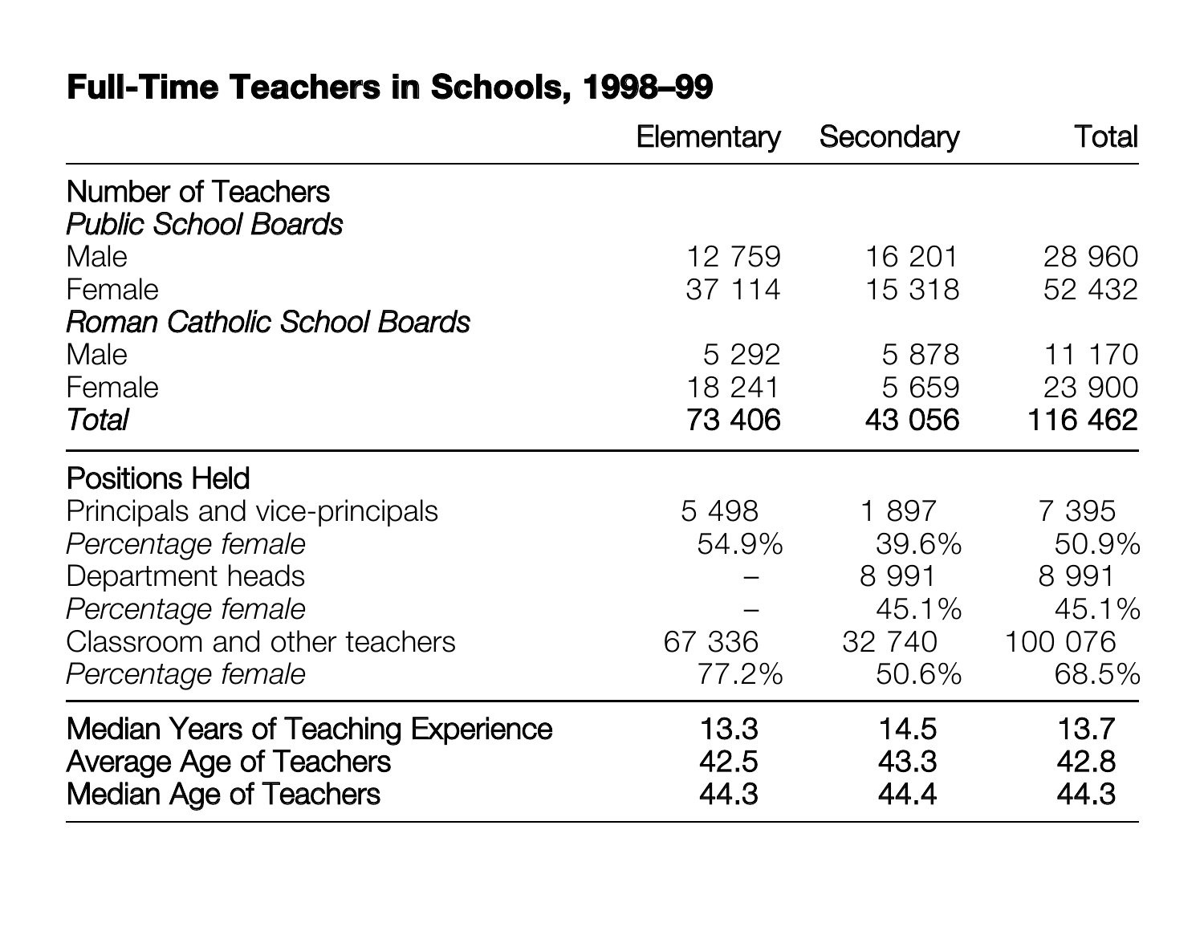## Full-Time Teachers in Schools, 1998–99

| | Elementary | Secondary | Total |
|---|---|---|---|
| **Number of Teachers** | | | |
| *Public School Boards* | | | |
| Male | 12 759 | 16 201 | 28 960 |
| Female | 37 114 | 15 318 | 52 432 |
| *Roman Catholic School Boards* | | | |
| Male | 5 292 | 5 878 | 11 170 |
| Female | 18 241 | 5 659 | 23 900 |
| ***Total*** | **73 406** | **43 056** | **116 462** |
| **Positions Held** | | | |
| Principals and vice-principals | 5 498 | 1 897 | 7 395 |
| *Percentage female* | 54.9% | 39.6% | 50.9% |
| Department heads | – | 8 991 | 8 991 |
| *Percentage female* | – | 45.1% | 45.1% |
| Classroom and other teachers | 67 336 | 32 740 | 100 076 |
| *Percentage female* | 77.2% | 50.6% | 68.5% |
| **Median Years of Teaching Experience** | **13.3** | **14.5** | **13.7** |
| **Average Age of Teachers** | **42.5** | **43.3** | **42.8** |
| **Median Age of Teachers** | **44.3** | **44.4** | **44.3** |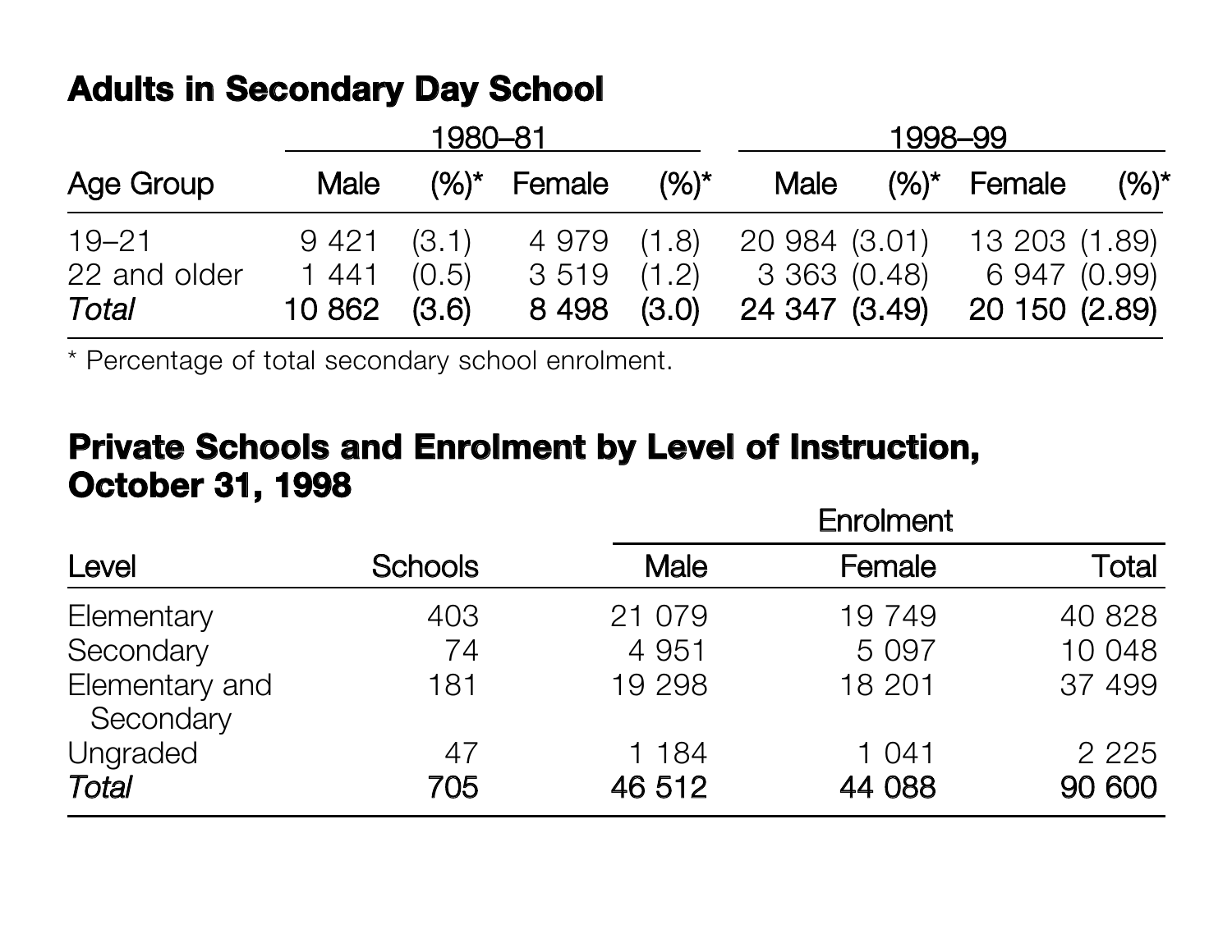## Adults in Secondary Day School

| Age Group | 1980–81 | | | | 1998–99 | | | |
|---|---|---|---|---|---|---|---|---|
| | Male | (%)* | Female | (%)* | Male | (%)* | Female | (%)* |
| 19–21 | 9 421 | (3.1) | 4 979 | (1.8) | 20 984 | (3.01) | 13 203 | (1.89) |
| 22 and older | 1 441 | (0.5) | 3 519 | (1.2) | 3 363 | (0.48) | 6 947 | (0.99) |
| ***Total*** | **10 862** | **(3.6)** | **8 498** | **(3.0)** | **24 347** | **(3.49)** | **20 150** | **(2.89)** |

* Percentage of total secondary school enrolment.

## Private Schools and Enrolment by Level of Instruction, October 31, 1998

| Level | Schools | Enrolment | | |
|---|---|---|---|---|
| | | Male | Female | Total |
| Elementary | 403 | 21 079 | 19 749 | 40 828 |
| Secondary | 74 | 4 951 | 5 097 | 10 048 |
| Elementary and Secondary | 181 | 19 298 | 18 201 | 37 499 |
| Ungraded | 47 | 1 184 | 1 041 | 2 225 |
| ***Total*** | **705** | **46 512** | **44 088** | **90 600** |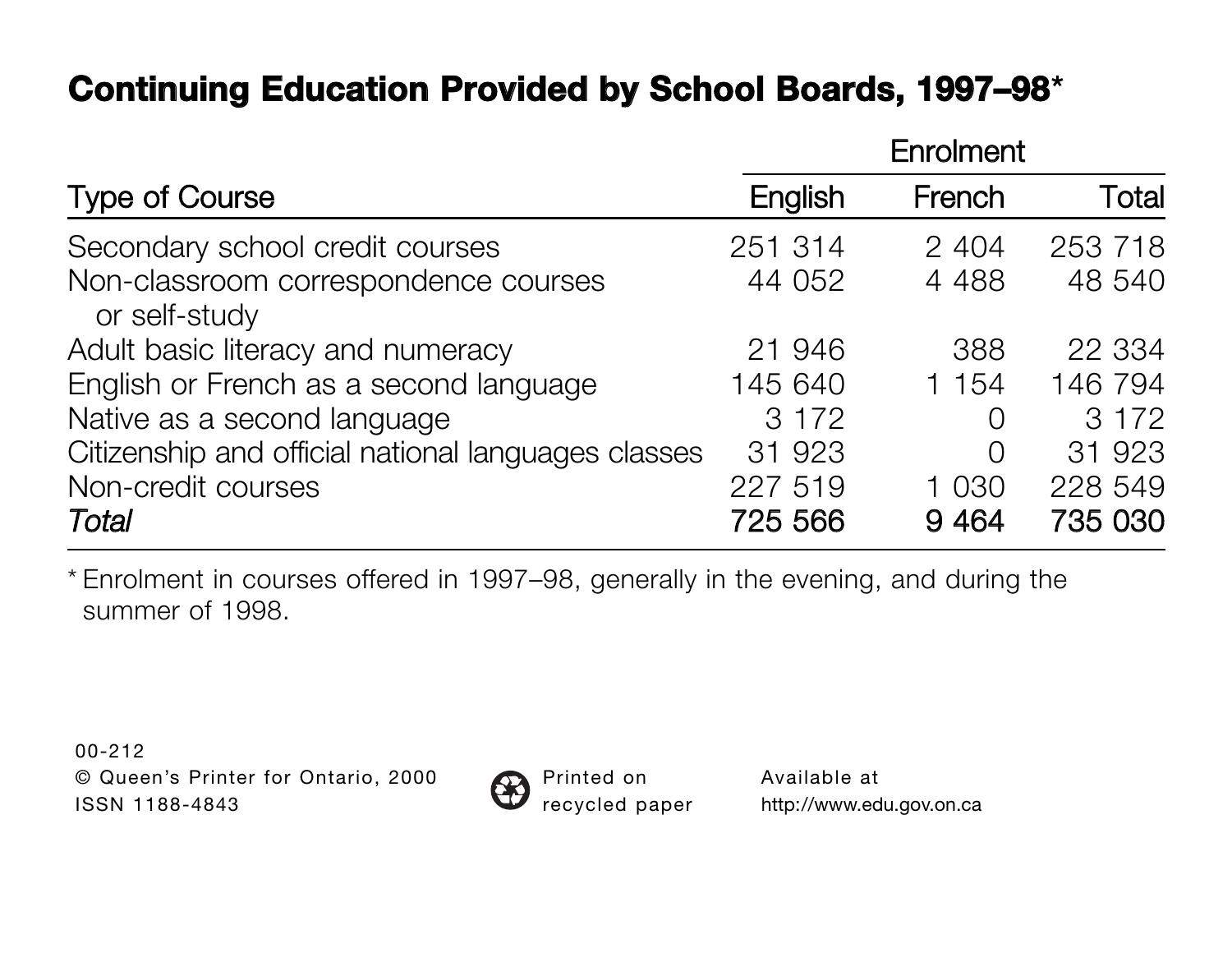## Continuing Education Provided by School Boards, 1997–98*

| Type of Course | Enrolment | | |
|---|---|---|---|
| | English | French | Total |
| Secondary school credit courses | 251 314 | 2 404 | 253 718 |
| Non-classroom correspondence courses or self-study | 44 052 | 4 488 | 48 540 |
| Adult basic literacy and numeracy | 21 946 | 388 | 22 334 |
| English or French as a second language | 145 640 | 1 154 | 146 794 |
| Native as a second language | 3 172 | 0 | 3 172 |
| Citizenship and official national languages classes | 31 923 | 0 | 31 923 |
| Non-credit courses | 227 519 | 1 030 | 228 549 |
| ***Total*** | **725 566** | **9 464** | **735 030** |

* Enrolment in courses offered in 1997–98, generally in the evening, and during the summer of 1998.

00-212
© Queen's Printer for Ontario, 2000
ISSN 1188-4843

Printed on recycled paper

Available at http://www.edu.gov.on.ca